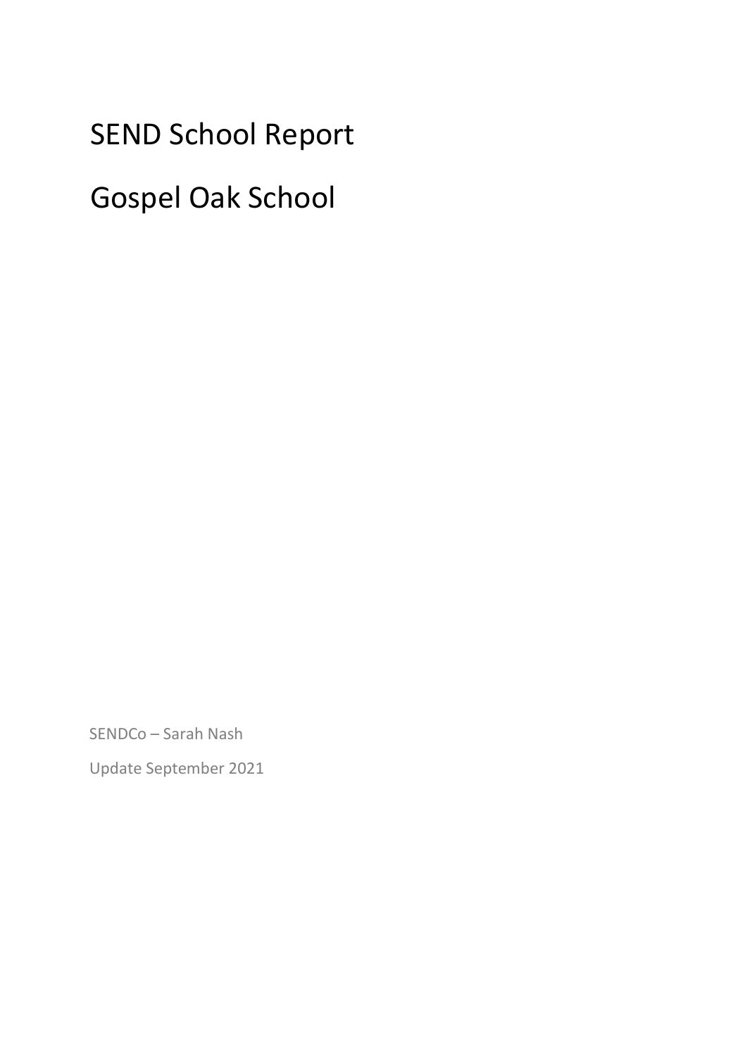# SEND School Report

# Gospel Oak School

SENDCo – Sarah Nash

Update September 2021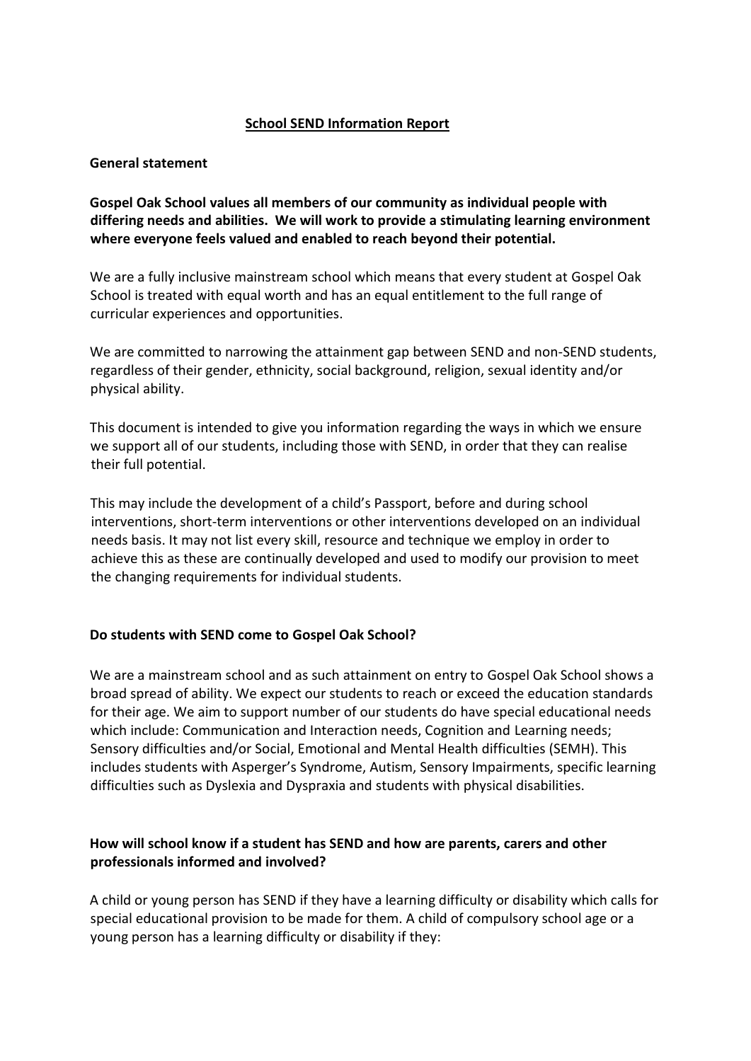**School SEND Information Report**

**General statement**

**Gospel Oak School values all members of our community as individual people with differing needs and abilities. We will work to provide a stimulating learning environment where everyone feels valued and enabled to reach beyond their potential.**

We are a fully inclusive mainstream school which means that every student at Gospel Oak School is treated with equal worth and has an equal entitlement to the full range of curricular experiences and opportunities.

We are committed to narrowing the attainment gap between SEND and non-SEND students, regardless of their gender, ethnicity, social background, religion, sexual identity and/or physical ability.

This document is intended to give you information regarding the ways in which we ensure we support all of our students, including those with SEND, in order that they can realise their full potential.

This may include the development of a child's Passport, before and during school interventions, short-term interventions or other interventions developed on an individual needs basis. It may not list every skill, resource and technique we employ in order to achieve this as these are continually developed and used to modify our provision to meet the changing requirements for individual students.

**Do students with SEND come to Gospel Oak School?**

We are a mainstream school and as such attainment on entry to Gospel Oak School shows a broad spread of ability. We expect our students to reach or exceed the education standards for their age. We aim to support number of our students do have special educational needs which include: Communication and Interaction needs, Cognition and Learning needs; Sensory difficulties and/or Social, Emotional and Mental Health difficulties (SEMH). This includes students with Asperger's Syndrome, Autism, Sensory Impairments, specific learning difficulties such as Dyslexia and Dyspraxia and students with physical disabilities.

**How will school know if a student has SEND and how are parents, carers and other professionals informed and involved?**

A child or young person has SEND if they have a learning difficulty or disability which calls for special educational provision to be made for them. A child of compulsory school age or a young person has a learning difficulty or disability if they: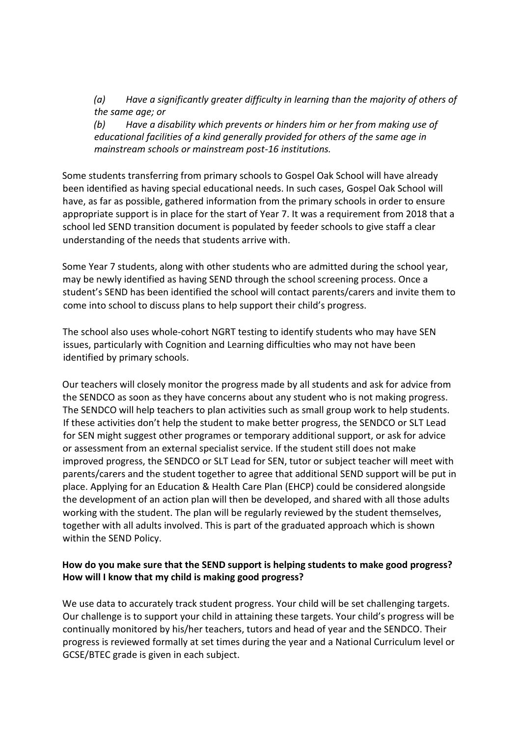*(a)	Have a significantly greater difficulty in learning than the majority of others of the same age; or*

*(b)	Have a disability which prevents or hinders him or her from making use of educational facilities of a kind generally provided for others of the same age in mainstream schools or mainstream post-16 institutions.*

Some students transferring from primary schools to Gospel Oak School will have already been identified as having special educational needs. In such cases, Gospel Oak School will have, as far as possible, gathered information from the primary schools in order to ensure appropriate support is in place for the start of Year 7. It was a requirement from 2018 that a school led SEND transition document is populated by feeder schools to give staff a clear understanding of the needs that students arrive with.

Some Year 7 students, along with other students who are admitted during the school year, may be newly identified as having SEND through the school screening process. Once a student's SEND has been identified the school will contact parents/carers and invite them to come into school to discuss plans to help support their child's progress.

The school also uses whole-cohort NGRT testing to identify students who may have SEN issues, particularly with Cognition and Learning difficulties who may not have been identified by primary schools.

Our teachers will closely monitor the progress made by all students and ask for advice from the SENDCO as soon as they have concerns about any student who is not making progress. The SENDCO will help teachers to plan activities such as small group work to help students. If these activities don't help the student to make better progress, the SENDCO or SLT Lead for SEN might suggest other programes or temporary additional support, or ask for advice or assessment from an external specialist service. If the student still does not make improved progress, the SENDCO or SLT Lead for SEN, tutor or subject teacher will meet with parents/carers and the student together to agree that additional SEND support will be put in place. Applying for an Education & Health Care Plan (EHCP) could be considered alongside the development of an action plan will then be developed, and shared with all those adults working with the student. The plan will be regularly reviewed by the student themselves, together with all adults involved. This is part of the graduated approach which is shown within the SEND Policy.

**How do you make sure that the SEND support is helping students to make good progress? How will I know that my child is making good progress?**

We use data to accurately track student progress. Your child will be set challenging targets. Our challenge is to support your child in attaining these targets. Your child's progress will be continually monitored by his/her teachers, tutors and head of year and the SENDCO. Their progress is reviewed formally at set times during the year and a National Curriculum level or GCSE/BTEC grade is given in each subject.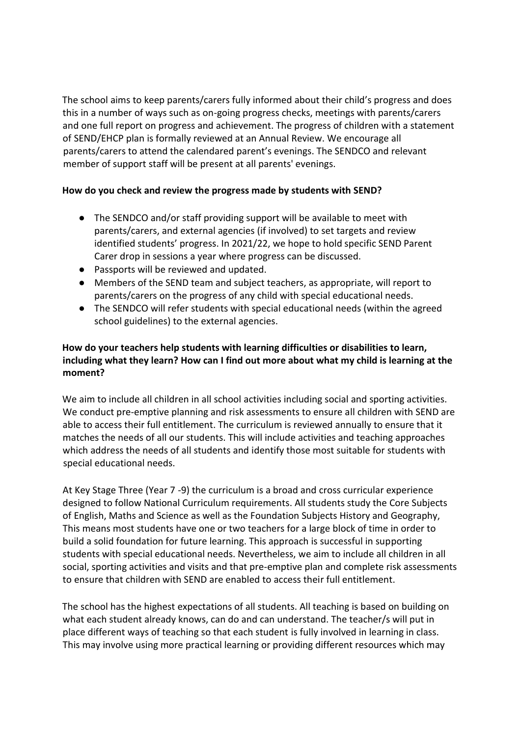The school aims to keep parents/carers fully informed about their child's progress and does this in a number of ways such as on-going progress checks, meetings with parents/carers and one full report on progress and achievement. The progress of children with a statement of SEND/EHCP plan is formally reviewed at an Annual Review. We encourage all parents/carers to attend the calendared parent's evenings. The SENDCO and relevant member of support staff will be present at all parents' evenings.

**How do you check and review the progress made by students with SEND?**

- The SENDCO and/or staff providing support will be available to meet with parents/carers, and external agencies (if involved) to set targets and review identified students' progress. In 2021/22, we hope to hold specific SEND Parent Carer drop in sessions a year where progress can be discussed.
- Passports will be reviewed and updated.
- Members of the SEND team and subject teachers, as appropriate, will report to parents/carers on the progress of any child with special educational needs.
- The SENDCO will refer students with special educational needs (within the agreed school guidelines) to the external agencies.

**How do your teachers help students with learning difficulties or disabilities to learn, including what they learn? How can I find out more about what my child is learning at the moment?**

We aim to include all children in all school activities including social and sporting activities. We conduct pre-emptive planning and risk assessments to ensure all children with SEND are able to access their full entitlement. The curriculum is reviewed annually to ensure that it matches the needs of all our students. This will include activities and teaching approaches which address the needs of all students and identify those most suitable for students with special educational needs.

At Key Stage Three (Year 7 -9) the curriculum is a broad and cross curricular experience designed to follow National Curriculum requirements. All students study the Core Subjects of English, Maths and Science as well as the Foundation Subjects History and Geography, This means most students have one or two teachers for a large block of time in order to build a solid foundation for future learning. This approach is successful in supporting students with special educational needs. Nevertheless, we aim to include all children in all social, sporting activities and visits and that pre-emptive plan and complete risk assessments to ensure that children with SEND are enabled to access their full entitlement.

The school has the highest expectations of all students. All teaching is based on building on what each student already knows, can do and can understand. The teacher/s will put in place different ways of teaching so that each student is fully involved in learning in class. This may involve using more practical learning or providing different resources which may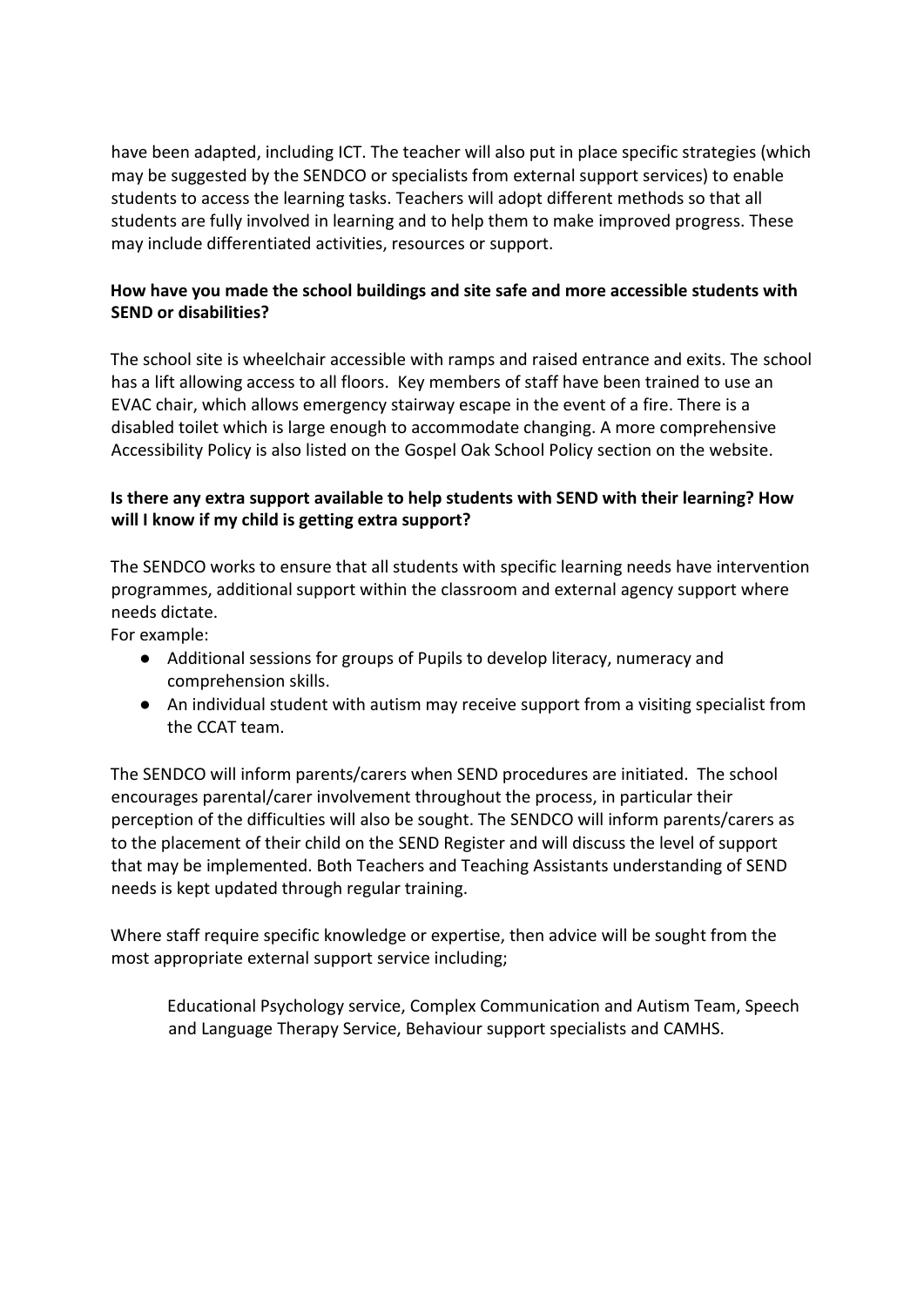have been adapted, including ICT. The teacher will also put in place specific strategies (which may be suggested by the SENDCO or specialists from external support services) to enable students to access the learning tasks. Teachers will adopt different methods so that all students are fully involved in learning and to help them to make improved progress. These may include differentiated activities, resources or support.

**How have you made the school buildings and site safe and more accessible students with SEND or disabilities?**

The school site is wheelchair accessible with ramps and raised entrance and exits. The school has a lift allowing access to all floors. Key members of staff have been trained to use an EVAC chair, which allows emergency stairway escape in the event of a fire. There is a disabled toilet which is large enough to accommodate changing. A more comprehensive Accessibility Policy is also listed on the Gospel Oak School Policy section on the website.

**Is there any extra support available to help students with SEND with their learning? How will I know if my child is getting extra support?**

The SENDCO works to ensure that all students with specific learning needs have intervention programmes, additional support within the classroom and external agency support where needs dictate.
For example:

- Additional sessions for groups of Pupils to develop literacy, numeracy and comprehension skills.
- An individual student with autism may receive support from a visiting specialist from the CCAT team.

The SENDCO will inform parents/carers when SEND procedures are initiated. The school encourages parental/carer involvement throughout the process, in particular their perception of the difficulties will also be sought. The SENDCO will inform parents/carers as to the placement of their child on the SEND Register and will discuss the level of support that may be implemented. Both Teachers and Teaching Assistants understanding of SEND needs is kept updated through regular training.

Where staff require specific knowledge or expertise, then advice will be sought from the most appropriate external support service including;

Educational Psychology service, Complex Communication and Autism Team, Speech and Language Therapy Service, Behaviour support specialists and CAMHS.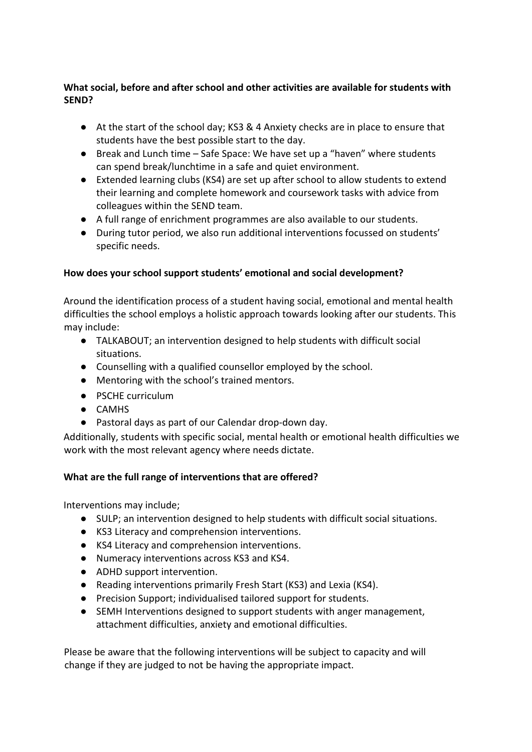**What social, before and after school and other activities are available for students with SEND?**

- At the start of the school day; KS3 & 4 Anxiety checks are in place to ensure that students have the best possible start to the day.
- Break and Lunch time – Safe Space: We have set up a "haven" where students can spend break/lunchtime in a safe and quiet environment.
- Extended learning clubs (KS4) are set up after school to allow students to extend their learning and complete homework and coursework tasks with advice from colleagues within the SEND team.
- A full range of enrichment programmes are also available to our students.
- During tutor period, we also run additional interventions focussed on students' specific needs.

**How does your school support students' emotional and social development?**

Around the identification process of a student having social, emotional and mental health difficulties the school employs a holistic approach towards looking after our students. This may include:

- TALKABOUT; an intervention designed to help students with difficult social situations.
- Counselling with a qualified counsellor employed by the school.
- Mentoring with the school's trained mentors.
- PSCHE curriculum
- CAMHS
- Pastoral days as part of our Calendar drop-down day.

Additionally, students with specific social, mental health or emotional health difficulties we work with the most relevant agency where needs dictate.

**What are the full range of interventions that are offered?**

Interventions may include;

- SULP; an intervention designed to help students with difficult social situations.
- KS3 Literacy and comprehension interventions.
- KS4 Literacy and comprehension interventions.
- Numeracy interventions across KS3 and KS4.
- ADHD support intervention.
- Reading interventions primarily Fresh Start (KS3) and Lexia (KS4).
- Precision Support; individualised tailored support for students.
- SEMH Interventions designed to support students with anger management, attachment difficulties, anxiety and emotional difficulties.

Please be aware that the following interventions will be subject to capacity and will change if they are judged to not be having the appropriate impact.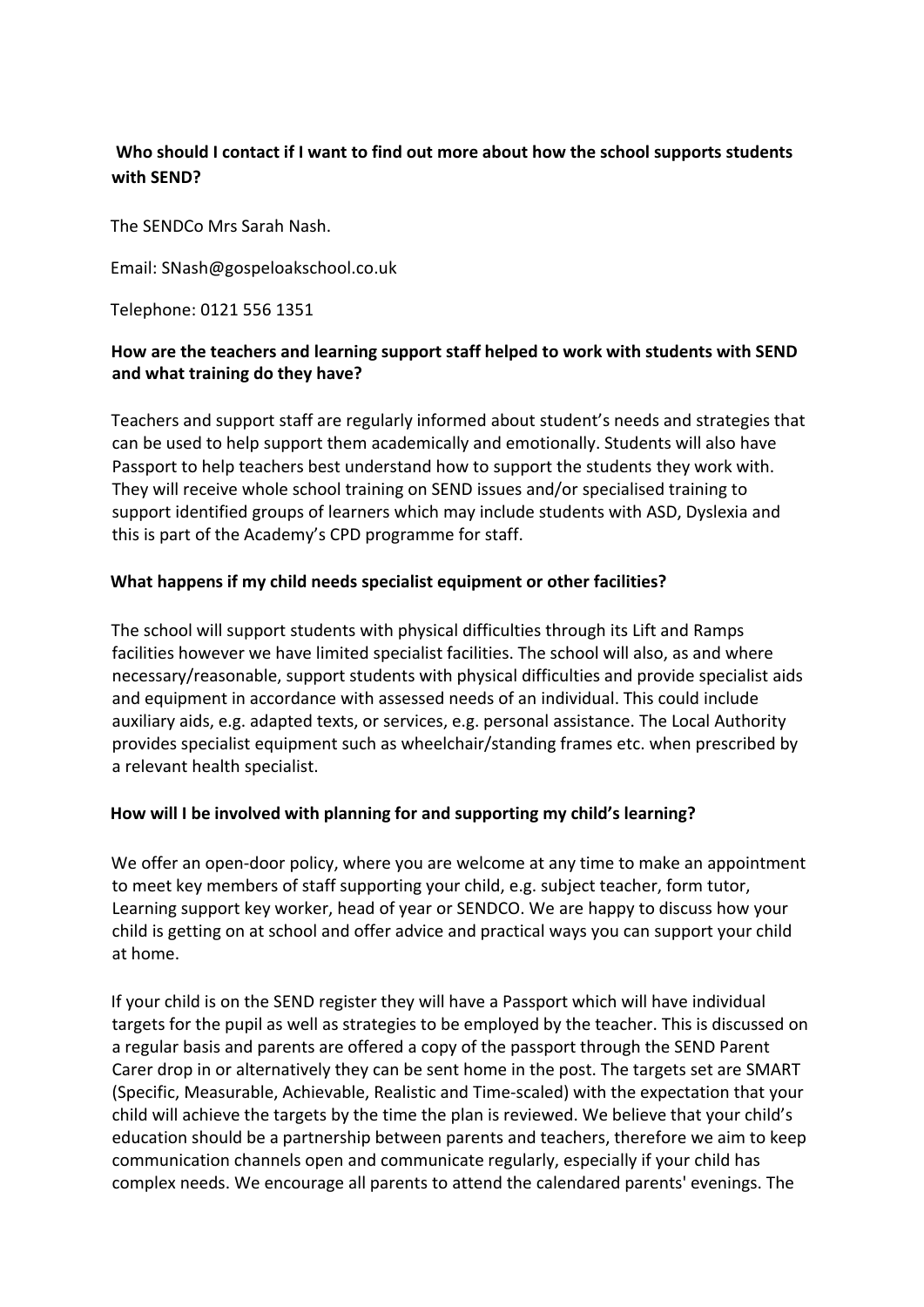**Who should I contact if I want to find out more about how the school supports students with SEND?**

The SENDCo Mrs Sarah Nash.

Email: SNash@gospeloakschool.co.uk

Telephone: 0121 556 1351

**How are the teachers and learning support staff helped to work with students with SEND and what training do they have?**

Teachers and support staff are regularly informed about student's needs and strategies that can be used to help support them academically and emotionally. Students will also have Passport to help teachers best understand how to support the students they work with. They will receive whole school training on SEND issues and/or specialised training to support identified groups of learners which may include students with ASD, Dyslexia and this is part of the Academy's CPD programme for staff.

**What happens if my child needs specialist equipment or other facilities?**

The school will support students with physical difficulties through its Lift and Ramps facilities however we have limited specialist facilities. The school will also, as and where necessary/reasonable, support students with physical difficulties and provide specialist aids and equipment in accordance with assessed needs of an individual. This could include auxiliary aids, e.g. adapted texts, or services, e.g. personal assistance. The Local Authority provides specialist equipment such as wheelchair/standing frames etc. when prescribed by a relevant health specialist.

**How will I be involved with planning for and supporting my child's learning?**

We offer an open-door policy, where you are welcome at any time to make an appointment to meet key members of staff supporting your child, e.g. subject teacher, form tutor, Learning support key worker, head of year or SENDCO. We are happy to discuss how your child is getting on at school and offer advice and practical ways you can support your child at home.

If your child is on the SEND register they will have a Passport which will have individual targets for the pupil as well as strategies to be employed by the teacher. This is discussed on a regular basis and parents are offered a copy of the passport through the SEND Parent Carer drop in or alternatively they can be sent home in the post. The targets set are SMART (Specific, Measurable, Achievable, Realistic and Time-scaled) with the expectation that your child will achieve the targets by the time the plan is reviewed. We believe that your child's education should be a partnership between parents and teachers, therefore we aim to keep communication channels open and communicate regularly, especially if your child has complex needs. We encourage all parents to attend the calendared parents' evenings. The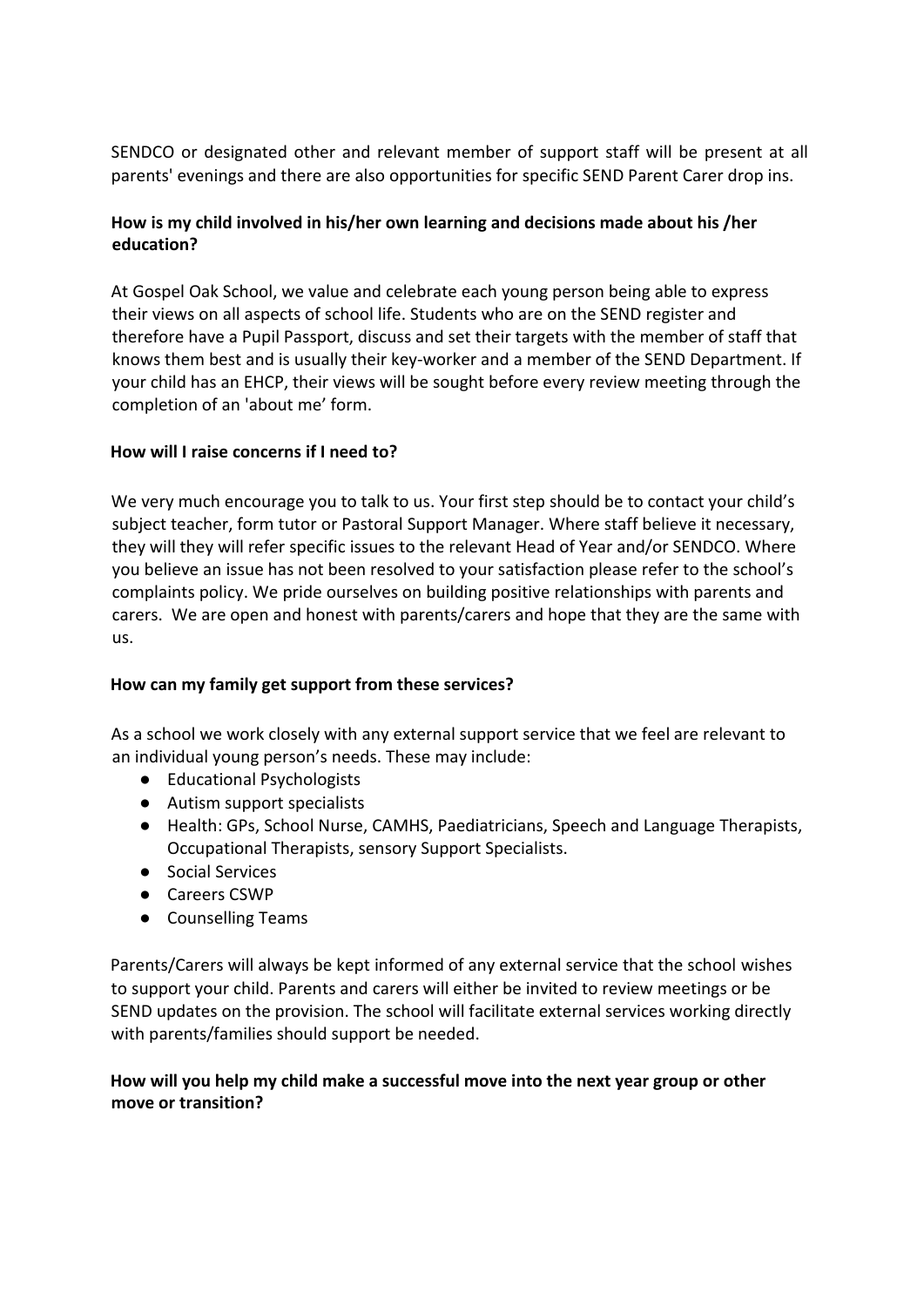SENDCO or designated other and relevant member of support staff will be present at all parents' evenings and there are also opportunities for specific SEND Parent Carer drop ins.

**How is my child involved in his/her own learning and decisions made about his /her education?**

At Gospel Oak School, we value and celebrate each young person being able to express their views on all aspects of school life. Students who are on the SEND register and therefore have a Pupil Passport, discuss and set their targets with the member of staff that knows them best and is usually their key-worker and a member of the SEND Department. If your child has an EHCP, their views will be sought before every review meeting through the completion of an 'about me' form.

**How will I raise concerns if I need to?**

We very much encourage you to talk to us. Your first step should be to contact your child's subject teacher, form tutor or Pastoral Support Manager. Where staff believe it necessary, they will they will refer specific issues to the relevant Head of Year and/or SENDCO. Where you believe an issue has not been resolved to your satisfaction please refer to the school's complaints policy. We pride ourselves on building positive relationships with parents and carers. We are open and honest with parents/carers and hope that they are the same with us.

**How can my family get support from these services?**

As a school we work closely with any external support service that we feel are relevant to an individual young person's needs. These may include:

- Educational Psychologists
- Autism support specialists
- Health: GPs, School Nurse, CAMHS, Paediatricians, Speech and Language Therapists, Occupational Therapists, sensory Support Specialists.
- Social Services
- Careers CSWP
- Counselling Teams

Parents/Carers will always be kept informed of any external service that the school wishes to support your child. Parents and carers will either be invited to review meetings or be SEND updates on the provision. The school will facilitate external services working directly with parents/families should support be needed.

**How will you help my child make a successful move into the next year group or other move or transition?**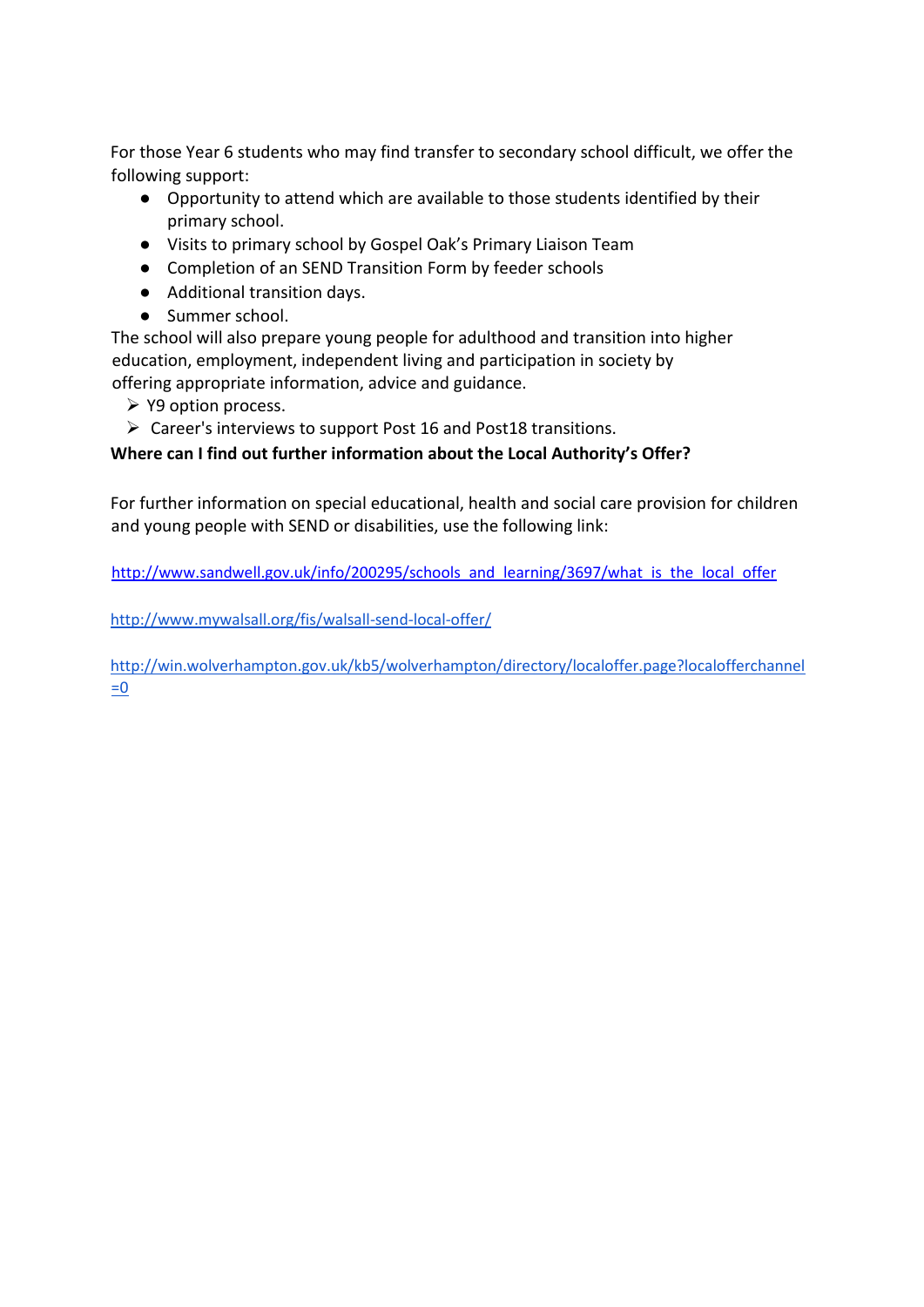For those Year 6 students who may find transfer to secondary school difficult, we offer the following support:

- Opportunity to attend which are available to those students identified by their primary school.
- Visits to primary school by Gospel Oak's Primary Liaison Team
- Completion of an SEND Transition Form by feeder schools
- Additional transition days.
- Summer school.

The school will also prepare young people for adulthood and transition into higher education, employment, independent living and participation in society by offering appropriate information, advice and guidance.

- Y9 option process.
- Career's interviews to support Post 16 and Post18 transitions.

**Where can I find out further information about the Local Authority's Offer?**

For further information on special educational, health and social care provision for children and young people with SEND or disabilities, use the following link:

http://www.sandwell.gov.uk/info/200295/schools_and_learning/3697/what_is_the_local_offer

http://www.mywalsall.org/fis/walsall-send-local-offer/

http://win.wolverhampton.gov.uk/kb5/wolverhampton/directory/localoffer.page?localofferchannel=0